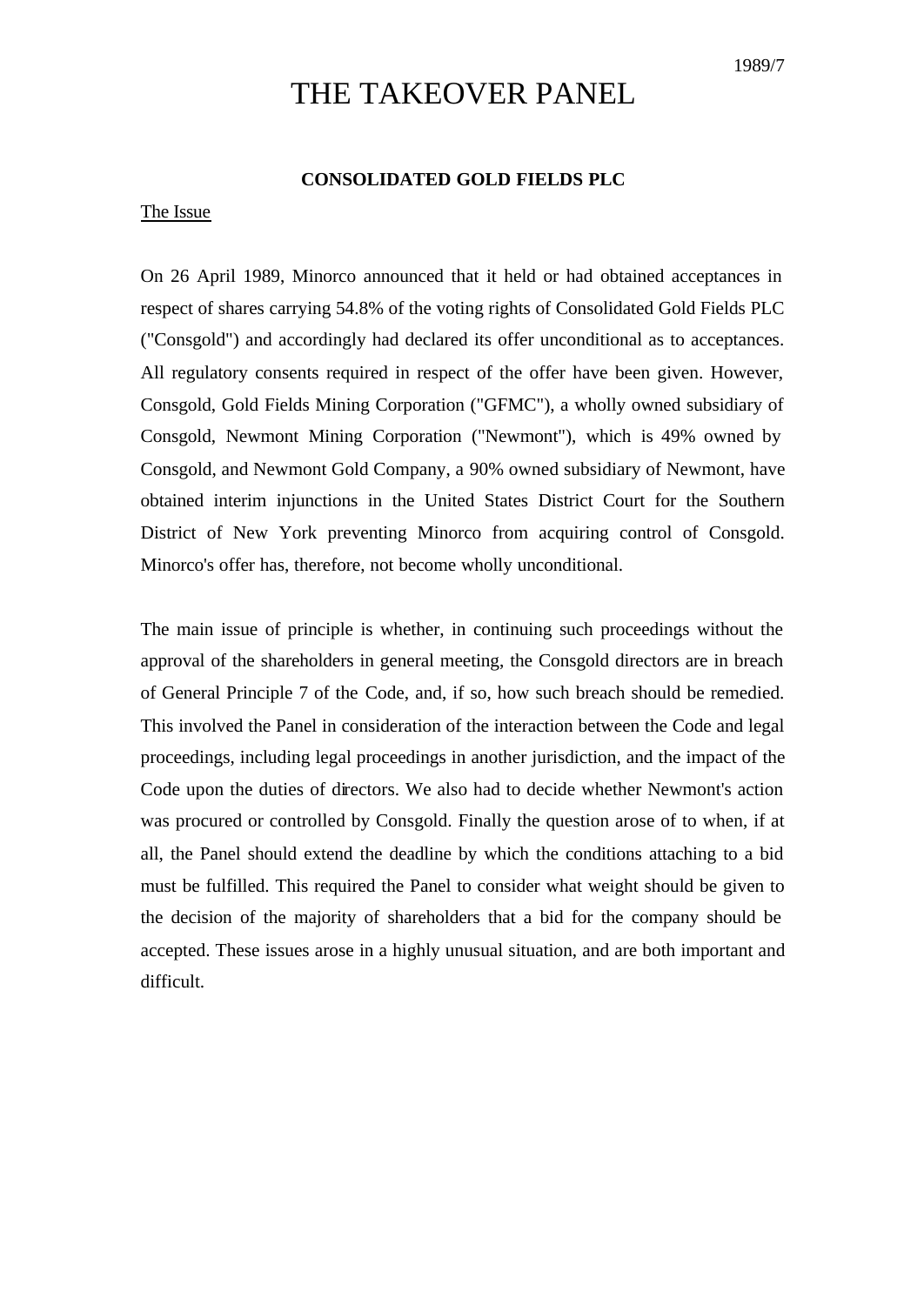1989/7

# THE TAKEOVER PANEL

## CONSOLIDATED GOLD FIELDS PLC

The Issue

On 26 April 1989, Minorco announced that it held or had obtained acceptances in respect of shares carrying 54.8% of the voting rights of Consolidated Gold Fields PLC ("Consgold") and accordingly had declared its offer unconditional as to acceptances. All regulatory consents required in respect of the offer have been given. However, Consgold, Gold Fields Mining Corporation ("GFMC"), a wholly owned subsidiary of Consgold, Newmont Mining Corporation ("Newmont"), which is 49% owned by Consgold, and Newmont Gold Company, a 90% owned subsidiary of Newmont, have obtained interim injunctions in the United States District Court for the Southern District of New York preventing Minorco from acquiring control of Consgold. Minorco's offer has, therefore, not become wholly unconditional.

The main issue of principle is whether, in continuing such proceedings without the approval of the shareholders in general meeting, the Consgold directors are in breach of General Principle 7 of the Code, and, if so, how such breach should be remedied. This involved the Panel in consideration of the interaction between the Code and legal proceedings, including legal proceedings in another jurisdiction, and the impact of the Code upon the duties of directors. We also had to decide whether Newmont's action was procured or controlled by Consgold. Finally the question arose of to when, if at all, the Panel should extend the deadline by which the conditions attaching to a bid must be fulfilled. This required the Panel to consider what weight should be given to the decision of the majority of shareholders that a bid for the company should be accepted. These issues arose in a highly unusual situation, and are both important and difficult.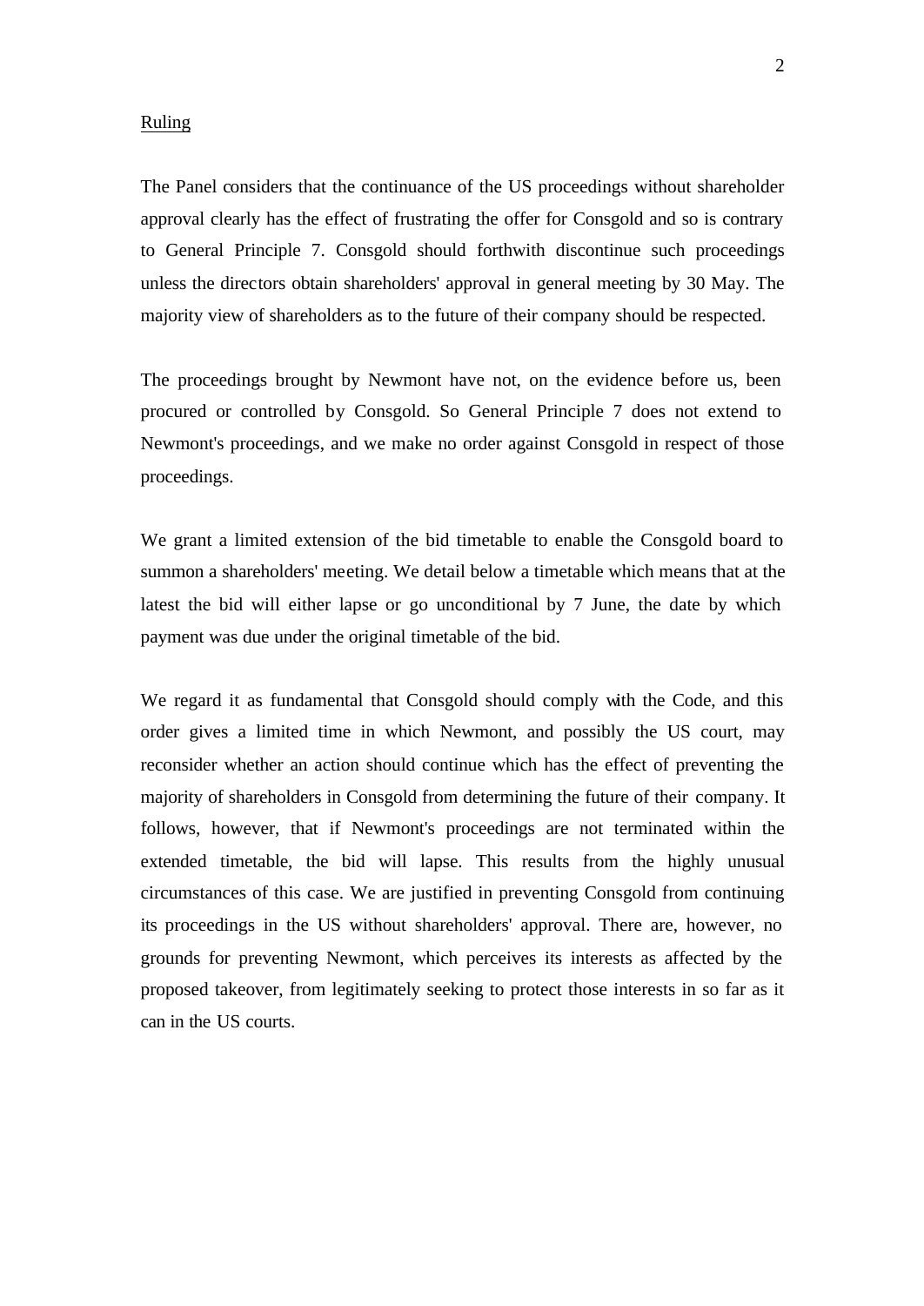Ruling

The Panel considers that the continuance of the US proceedings without shareholder approval clearly has the effect of frustrating the offer for Consgold and so is contrary to General Principle 7. Consgold should forthwith discontinue such proceedings unless the directors obtain shareholders' approval in general meeting by 30 May. The majority view of shareholders as to the future of their company should be respected.

The proceedings brought by Newmont have not, on the evidence before us, been procured or controlled by Consgold. So General Principle 7 does not extend to Newmont's proceedings, and we make no order against Consgold in respect of those proceedings.

We grant a limited extension of the bid timetable to enable the Consgold board to summon a shareholders' meeting. We detail below a timetable which means that at the latest the bid will either lapse or go unconditional by 7 June, the date by which payment was due under the original timetable of the bid.

We regard it as fundamental that Consgold should comply with the Code, and this order gives a limited time in which Newmont, and possibly the US court, may reconsider whether an action should continue which has the effect of preventing the majority of shareholders in Consgold from determining the future of their company. It follows, however, that if Newmont's proceedings are not terminated within the extended timetable, the bid will lapse. This results from the highly unusual circumstances of this case. We are justified in preventing Consgold from continuing its proceedings in the US without shareholders' approval. There are, however, no grounds for preventing Newmont, which perceives its interests as affected by the proposed takeover, from legitimately seeking to protect those interests in so far as it can in the US courts.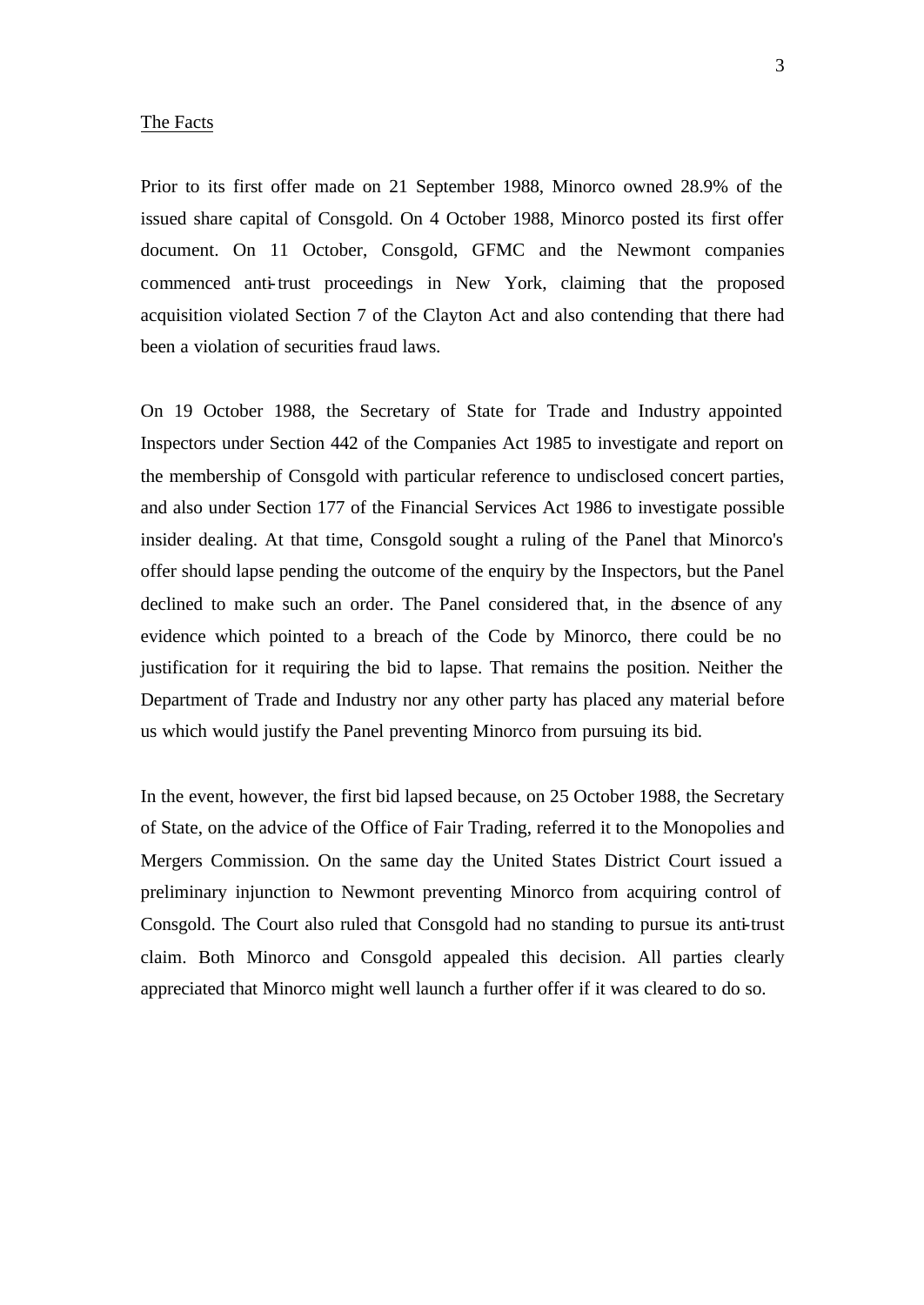## The Facts

Prior to its first offer made on 21 September 1988, Minorco owned 28.9% of the issued share capital of Consgold. On 4 October 1988, Minorco posted its first offer document. On 11 October, Consgold, GFMC and the Newmont companies commenced anti-trust proceedings in New York, claiming that the proposed acquisition violated Section 7 of the Clayton Act and also contending that there had been a violation of securities fraud laws.

On 19 October 1988, the Secretary of State for Trade and Industry appointed Inspectors under Section 442 of the Companies Act 1985 to investigate and report on the membership of Consgold with particular reference to undisclosed concert parties, and also under Section 177 of the Financial Services Act 1986 to investigate possible insider dealing. At that time, Consgold sought a ruling of the Panel that Minorco's offer should lapse pending the outcome of the enquiry by the Inspectors, but the Panel declined to make such an order. The Panel considered that, in the absence of any evidence which pointed to a breach of the Code by Minorco, there could be no justification for it requiring the bid to lapse. That remains the position. Neither the Department of Trade and Industry nor any other party has placed any material before us which would justify the Panel preventing Minorco from pursuing its bid.

In the event, however, the first bid lapsed because, on 25 October 1988, the Secretary of State, on the advice of the Office of Fair Trading, referred it to the Monopolies and Mergers Commission. On the same day the United States District Court issued a preliminary injunction to Newmont preventing Minorco from acquiring control of Consgold. The Court also ruled that Consgold had no standing to pursue its anti-trust claim. Both Minorco and Consgold appealed this decision. All parties clearly appreciated that Minorco might well launch a further offer if it was cleared to do so.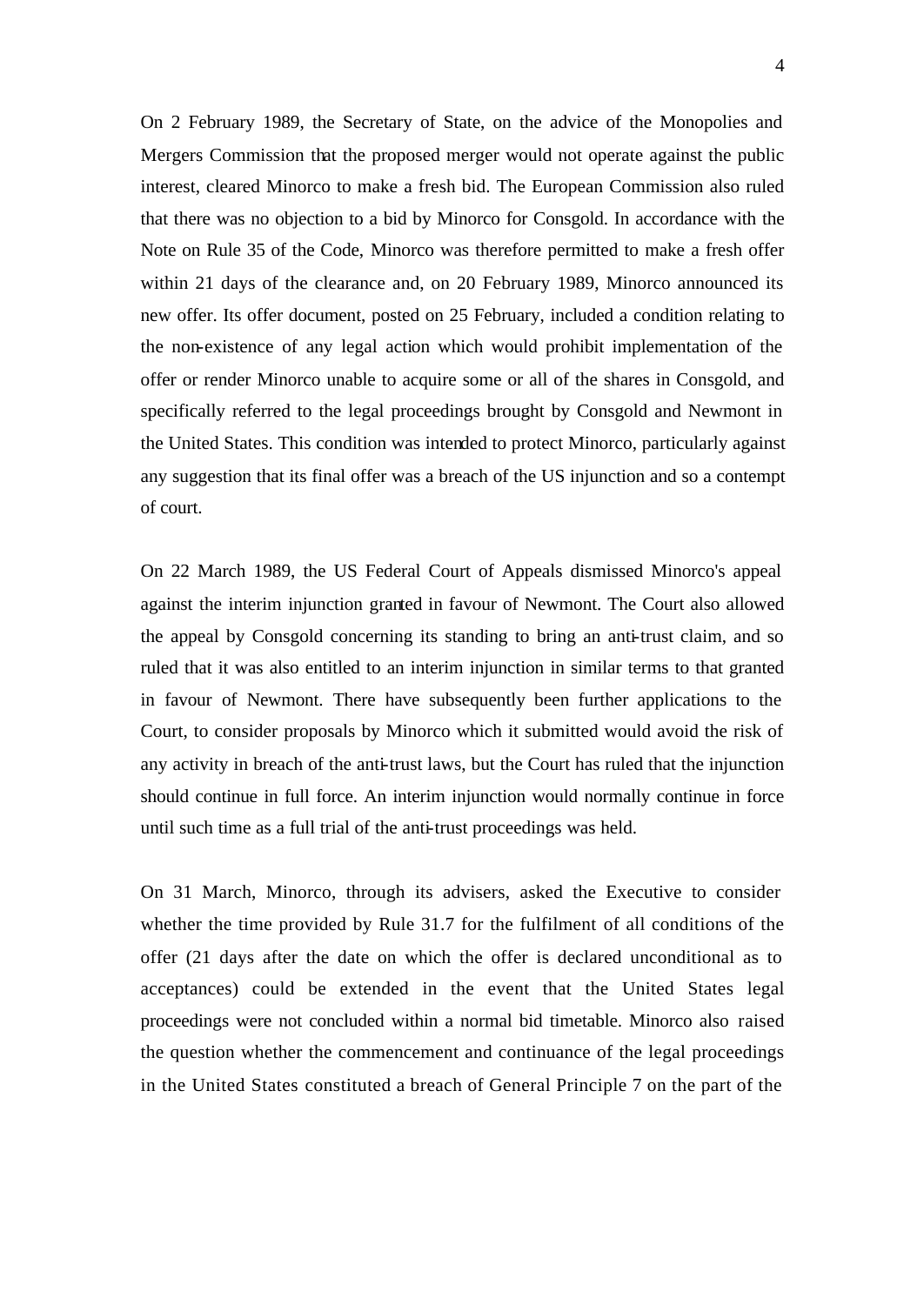On 2 February 1989, the Secretary of State, on the advice of the Monopolies and Mergers Commission that the proposed merger would not operate against the public interest, cleared Minorco to make a fresh bid. The European Commission also ruled that there was no objection to a bid by Minorco for Consgold. In accordance with the Note on Rule 35 of the Code, Minorco was therefore permitted to make a fresh offer within 21 days of the clearance and, on 20 February 1989, Minorco announced its new offer. Its offer document, posted on 25 February, included a condition relating to the non-existence of any legal action which would prohibit implementation of the offer or render Minorco unable to acquire some or all of the shares in Consgold, and specifically referred to the legal proceedings brought by Consgold and Newmont in the United States. This condition was intended to protect Minorco, particularly against any suggestion that its final offer was a breach of the US injunction and so a contempt of court.

On 22 March 1989, the US Federal Court of Appeals dismissed Minorco's appeal against the interim injunction granted in favour of Newmont. The Court also allowed the appeal by Consgold concerning its standing to bring an anti-trust claim, and so ruled that it was also entitled to an interim injunction in similar terms to that granted in favour of Newmont. There have subsequently been further applications to the Court, to consider proposals by Minorco which it submitted would avoid the risk of any activity in breach of the anti-trust laws, but the Court has ruled that the injunction should continue in full force. An interim injunction would normally continue in force until such time as a full trial of the anti-trust proceedings was held.

On 31 March, Minorco, through its advisers, asked the Executive to consider whether the time provided by Rule 31.7 for the fulfilment of all conditions of the offer (21 days after the date on which the offer is declared unconditional as to acceptances) could be extended in the event that the United States legal proceedings were not concluded within a normal bid timetable. Minorco also raised the question whether the commencement and continuance of the legal proceedings in the United States constituted a breach of General Principle 7 on the part of the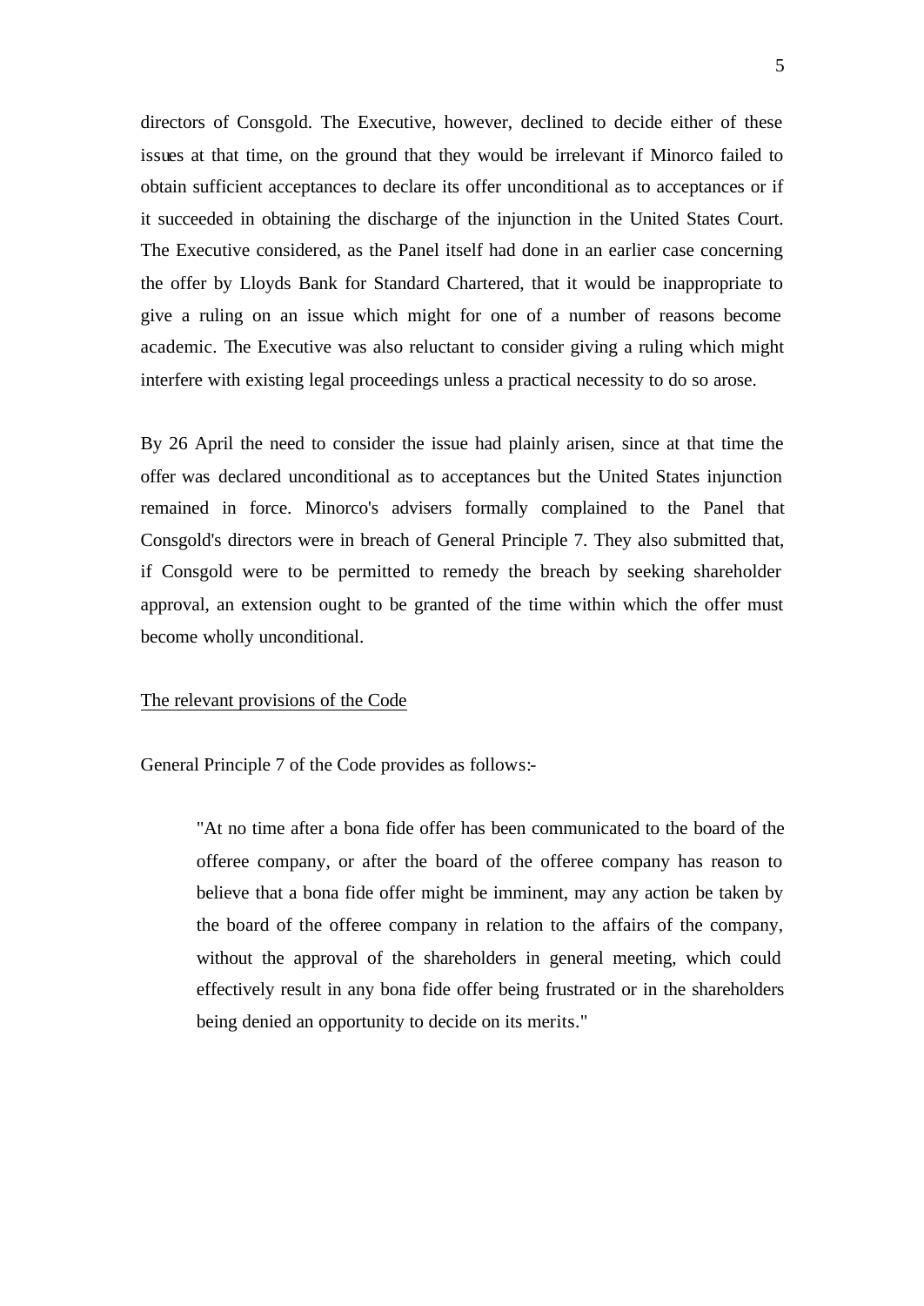directors of Consgold. The Executive, however, declined to decide either of these issues at that time, on the ground that they would be irrelevant if Minorco failed to obtain sufficient acceptances to declare its offer unconditional as to acceptances or if it succeeded in obtaining the discharge of the injunction in the United States Court. The Executive considered, as the Panel itself had done in an earlier case concerning the offer by Lloyds Bank for Standard Chartered, that it would be inappropriate to give a ruling on an issue which might for one of a number of reasons become academic. The Executive was also reluctant to consider giving a ruling which might interfere with existing legal proceedings unless a practical necessity to do so arose.

By 26 April the need to consider the issue had plainly arisen, since at that time the offer was declared unconditional as to acceptances but the United States injunction remained in force. Minorco's advisers formally complained to the Panel that Consgold's directors were in breach of General Principle 7. They also submitted that, if Consgold were to be permitted to remedy the breach by seeking shareholder approval, an extension ought to be granted of the time within which the offer must become wholly unconditional.

<u>The relevant provisions of the Code</u>

General Principle 7 of the Code provides as follows:-

> "At no time after a bona fide offer has been communicated to the board of the offeree company, or after the board of the offeree company has reason to believe that a bona fide offer might be imminent, may any action be taken by the board of the offeree company in relation to the affairs of the company, without the approval of the shareholders in general meeting, which could effectively result in any bona fide offer being frustrated or in the shareholders being denied an opportunity to decide on its merits."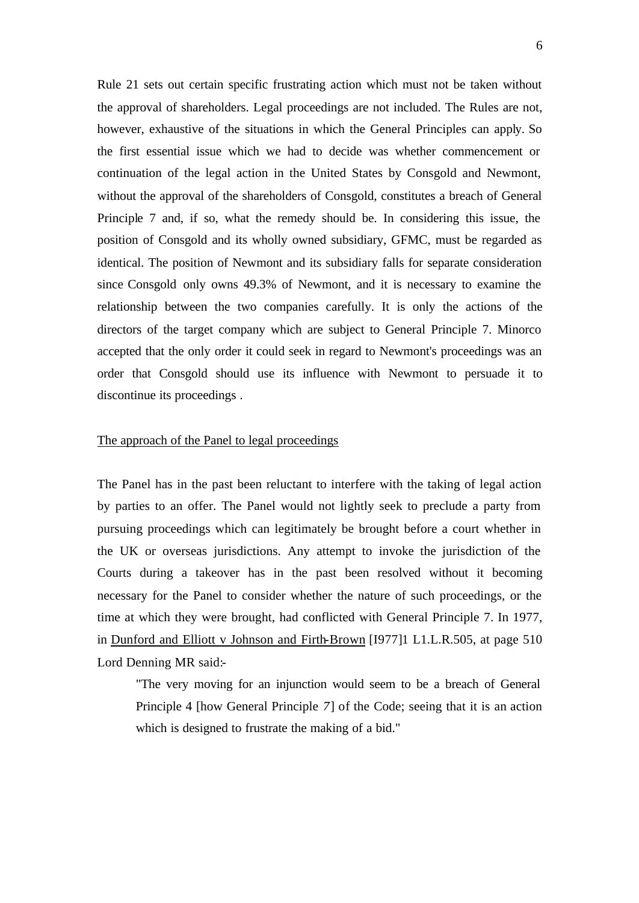Rule 21 sets out certain specific frustrating action which must not be taken without the approval of shareholders. Legal proceedings are not included. The Rules are not, however, exhaustive of the situations in which the General Principles can apply. So the first essential issue which we had to decide was whether commencement or continuation of the legal action in the United States by Consgold and Newmont, without the approval of the shareholders of Consgold, constitutes a breach of General Principle 7 and, if so, what the remedy should be. In considering this issue, the position of Consgold and its wholly owned subsidiary, GFMC, must be regarded as identical. The position of Newmont and its subsidiary falls for separate consideration since Consgold only owns 49.3% of Newmont, and it is necessary to examine the relationship between the two companies carefully. It is only the actions of the directors of the target company which are subject to General Principle 7. Minorco accepted that the only order it could seek in regard to Newmont's proceedings was an order that Consgold should use its influence with Newmont to persuade it to discontinue its proceedings .

The approach of the Panel to legal proceedings

The Panel has in the past been reluctant to interfere with the taking of legal action by parties to an offer. The Panel would not lightly seek to preclude a party from pursuing proceedings which can legitimately be brought before a court whether in the UK or overseas jurisdictions. Any attempt to invoke the jurisdiction of the Courts during a takeover has in the past been resolved without it becoming necessary for the Panel to consider whether the nature of such proceedings, or the time at which they were brought, had conflicted with General Principle 7. In 1977, in Dunford and Elliott v Johnson and Firth-Brown [I977]1 L1.L.R.505, at page 510 Lord Denning MR said:-

> "The very moving for an injunction would seem to be a breach of General Principle 4 [how General Principle *7*] of the Code; seeing that it is an action which is designed to frustrate the making of a bid."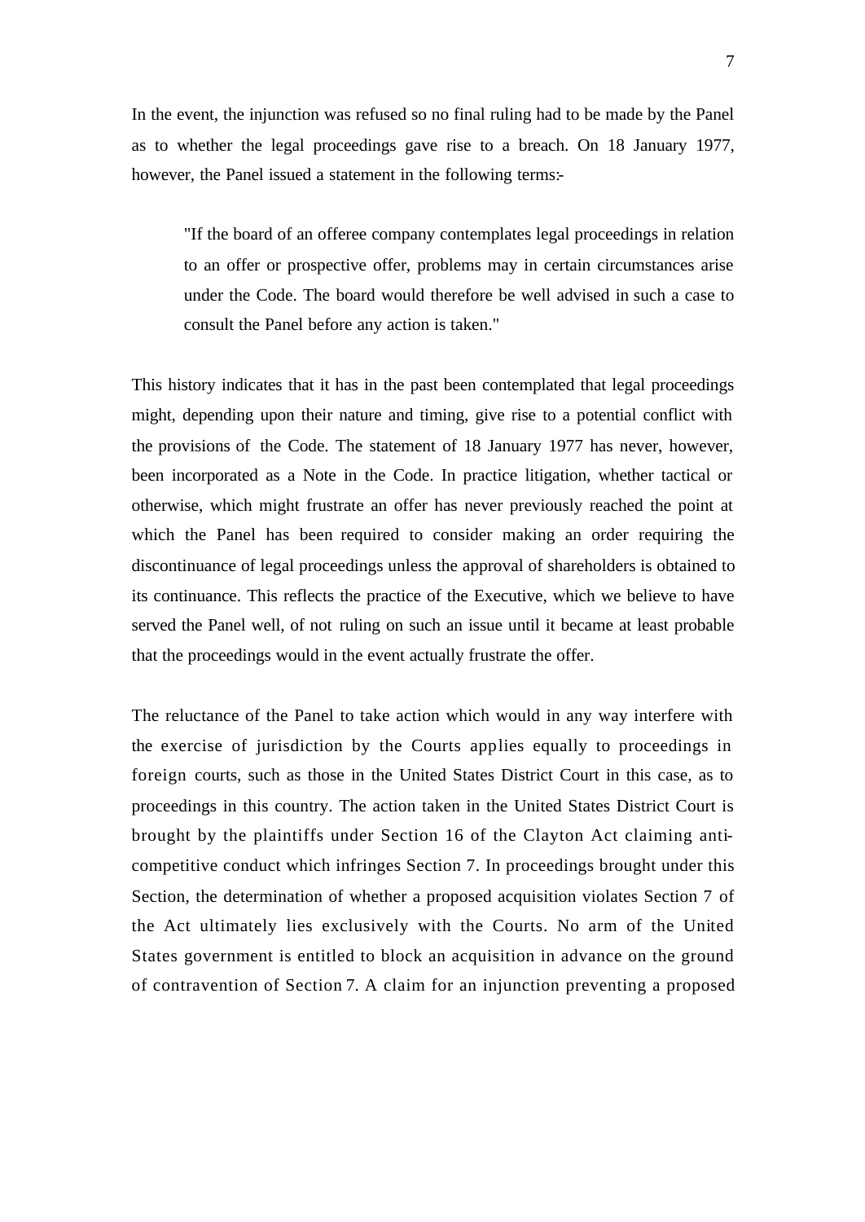In the event, the injunction was refused so no final ruling had to be made by the Panel as to whether the legal proceedings gave rise to a breach. On 18 January 1977, however, the Panel issued a statement in the following terms:-

> "If the board of an offeree company contemplates legal proceedings in relation to an offer or prospective offer, problems may in certain circumstances arise under the Code. The board would therefore be well advised in such a case to consult the Panel before any action is taken."

This history indicates that it has in the past been contemplated that legal proceedings might, depending upon their nature and timing, give rise to a potential conflict with the provisions of the Code. The statement of 18 January 1977 has never, however, been incorporated as a Note in the Code. In practice litigation, whether tactical or otherwise, which might frustrate an offer has never previously reached the point at which the Panel has been required to consider making an order requiring the discontinuance of legal proceedings unless the approval of shareholders is obtained to its continuance. This reflects the practice of the Executive, which we believe to have served the Panel well, of not ruling on such an issue until it became at least probable that the proceedings would in the event actually frustrate the offer.

The reluctance of the Panel to take action which would in any way interfere with the exercise of jurisdiction by the Courts applies equally to proceedings in foreign courts, such as those in the United States District Court in this case, as to proceedings in this country. The action taken in the United States District Court is brought by the plaintiffs under Section 16 of the Clayton Act claiming anti-competitive conduct which infringes Section 7. In proceedings brought under this Section, the determination of whether a proposed acquisition violates Section 7 of the Act ultimately lies exclusively with the Courts. No arm of the United States government is entitled to block an acquisition in advance on the ground of contravention of Section 7. A claim for an injunction preventing a proposed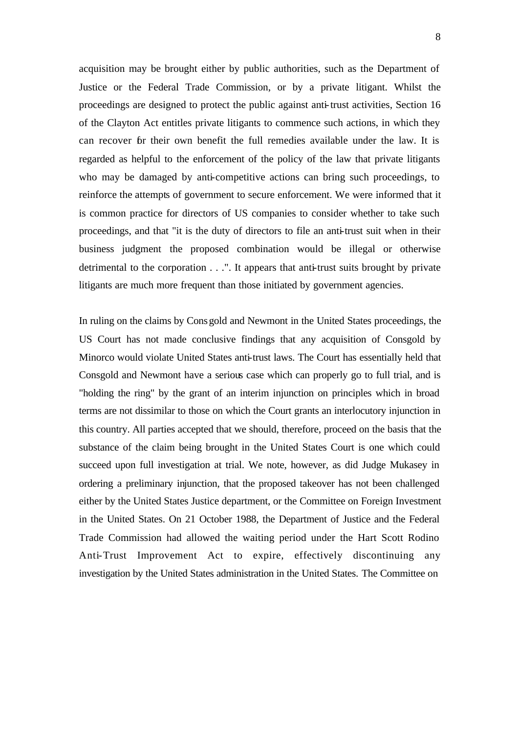acquisition may be brought either by public authorities, such as the Department of Justice or the Federal Trade Commission, or by a private litigant. Whilst the proceedings are designed to protect the public against anti-trust activities, Section 16 of the Clayton Act entitles private litigants to commence such actions, in which they can recover for their own benefit the full remedies available under the law. It is regarded as helpful to the enforcement of the policy of the law that private litigants who may be damaged by anti-competitive actions can bring such proceedings, to reinforce the attempts of government to secure enforcement. We were informed that it is common practice for directors of US companies to consider whether to take such proceedings, and that "it is the duty of directors to file an anti-trust suit when in their business judgment the proposed combination would be illegal or otherwise detrimental to the corporation . . .". It appears that anti-trust suits brought by private litigants are much more frequent than those initiated by government agencies.

In ruling on the claims by Consgold and Newmont in the United States proceedings, the US Court has not made conclusive findings that any acquisition of Consgold by Minorco would violate United States anti-trust laws. The Court has essentially held that Consgold and Newmont have a serious case which can properly go to full trial, and is "holding the ring" by the grant of an interim injunction on principles which in broad terms are not dissimilar to those on which the Court grants an interlocutory injunction in this country. All parties accepted that we should, therefore, proceed on the basis that the substance of the claim being brought in the United States Court is one which could succeed upon full investigation at trial. We note, however, as did Judge Mukasey in ordering a preliminary injunction, that the proposed takeover has not been challenged either by the United States Justice department, or the Committee on Foreign Investment in the United States. On 21 October 1988, the Department of Justice and the Federal Trade Commission had allowed the waiting period under the Hart Scott Rodino Anti-Trust Improvement Act to expire, effectively discontinuing any investigation by the United States administration in the United States. The Committee on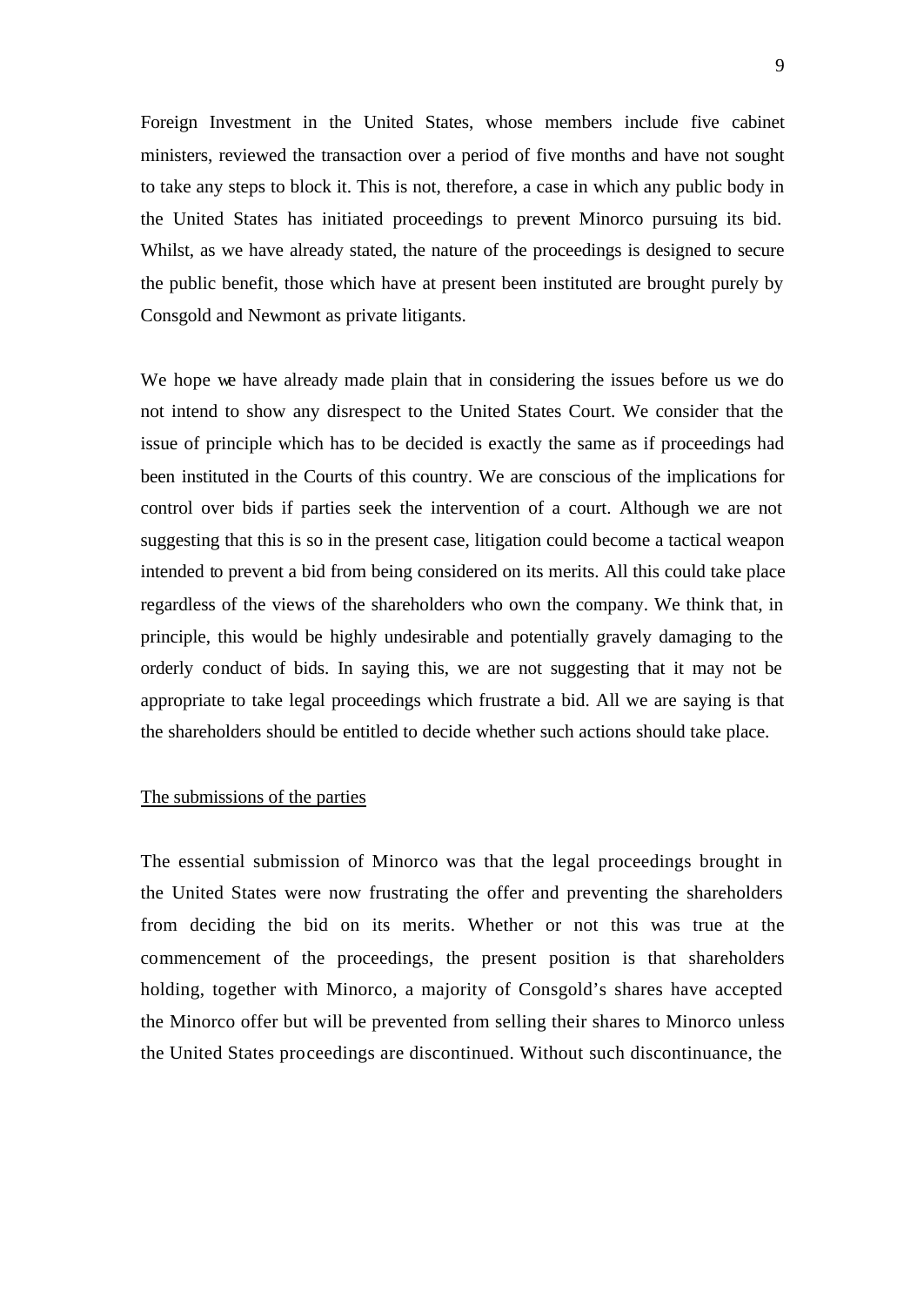Foreign Investment in the United States, whose members include five cabinet ministers, reviewed the transaction over a period of five months and have not sought to take any steps to block it. This is not, therefore, a case in which any public body in the United States has initiated proceedings to prevent Minorco pursuing its bid. Whilst, as we have already stated, the nature of the proceedings is designed to secure the public benefit, those which have at present been instituted are brought purely by Consgold and Newmont as private litigants.

We hope we have already made plain that in considering the issues before us we do not intend to show any disrespect to the United States Court. We consider that the issue of principle which has to be decided is exactly the same as if proceedings had been instituted in the Courts of this country. We are conscious of the implications for control over bids if parties seek the intervention of a court. Although we are not suggesting that this is so in the present case, litigation could become a tactical weapon intended to prevent a bid from being considered on its merits. All this could take place regardless of the views of the shareholders who own the company. We think that, in principle, this would be highly undesirable and potentially gravely damaging to the orderly conduct of bids. In saying this, we are not suggesting that it may not be appropriate to take legal proceedings which frustrate a bid. All we are saying is that the shareholders should be entitled to decide whether such actions should take place.

<u>The submissions of the parties</u>

The essential submission of Minorco was that the legal proceedings brought in the United States were now frustrating the offer and preventing the shareholders from deciding the bid on its merits. Whether or not this was true at the commencement of the proceedings, the present position is that shareholders holding, together with Minorco, a majority of Consgold's shares have accepted the Minorco offer but will be prevented from selling their shares to Minorco unless the United States proceedings are discontinued. Without such discontinuance, the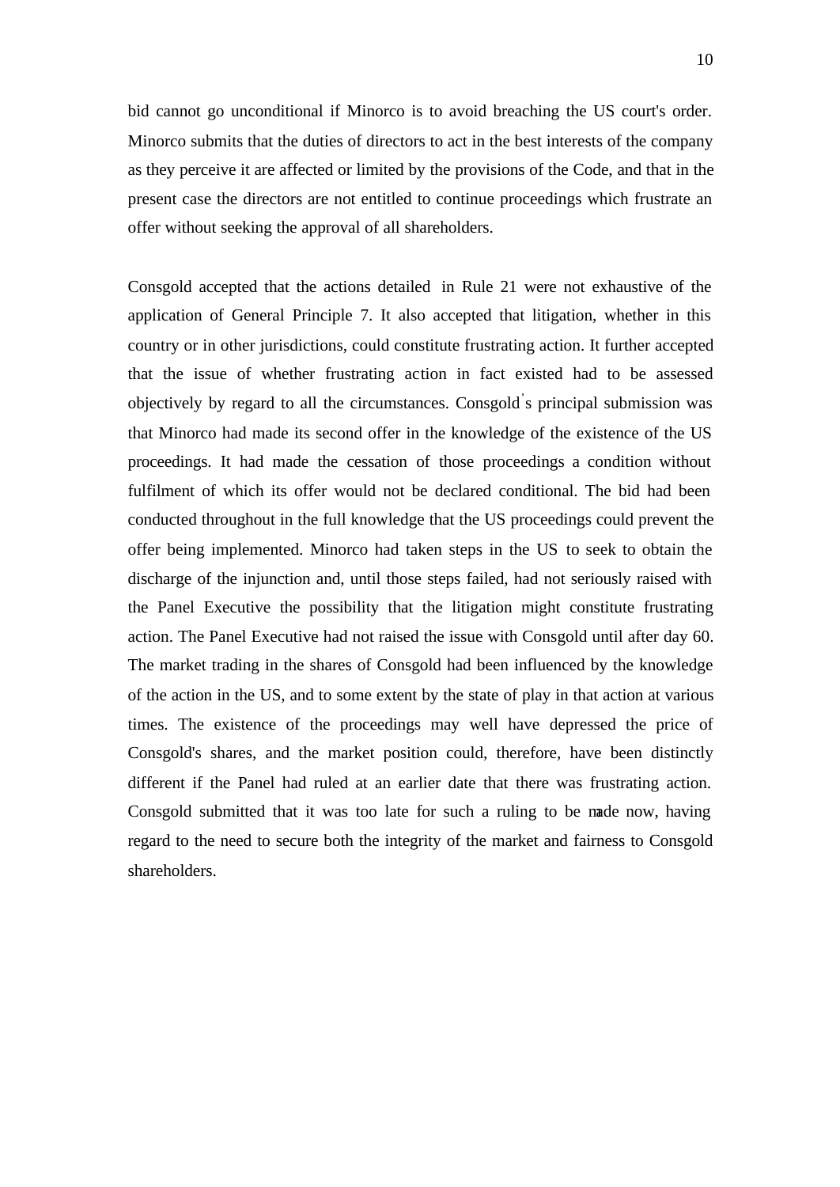bid cannot go unconditional if Minorco is to avoid breaching the US court's order. Minorco submits that the duties of directors to act in the best interests of the company as they perceive it are affected or limited by the provisions of the Code, and that in the present case the directors are not entitled to continue proceedings which frustrate an offer without seeking the approval of all shareholders.

Consgold accepted that the actions detailed in Rule 21 were not exhaustive of the application of General Principle 7. It also accepted that litigation, whether in this country or in other jurisdictions, could constitute frustrating action. It further accepted that the issue of whether frustrating action in fact existed had to be assessed objectively by regard to all the circumstances. Consgold's principal submission was that Minorco had made its second offer in the knowledge of the existence of the US proceedings. It had made the cessation of those proceedings a condition without fulfilment of which its offer would not be declared conditional. The bid had been conducted throughout in the full knowledge that the US proceedings could prevent the offer being implemented. Minorco had taken steps in the US to seek to obtain the discharge of the injunction and, until those steps failed, had not seriously raised with the Panel Executive the possibility that the litigation might constitute frustrating action. The Panel Executive had not raised the issue with Consgold until after day 60. The market trading in the shares of Consgold had been influenced by the knowledge of the action in the US, and to some extent by the state of play in that action at various times. The existence of the proceedings may well have depressed the price of Consgold's shares, and the market position could, therefore, have been distinctly different if the Panel had ruled at an earlier date that there was frustrating action. Consgold submitted that it was too late for such a ruling to be made now, having regard to the need to secure both the integrity of the market and fairness to Consgold shareholders.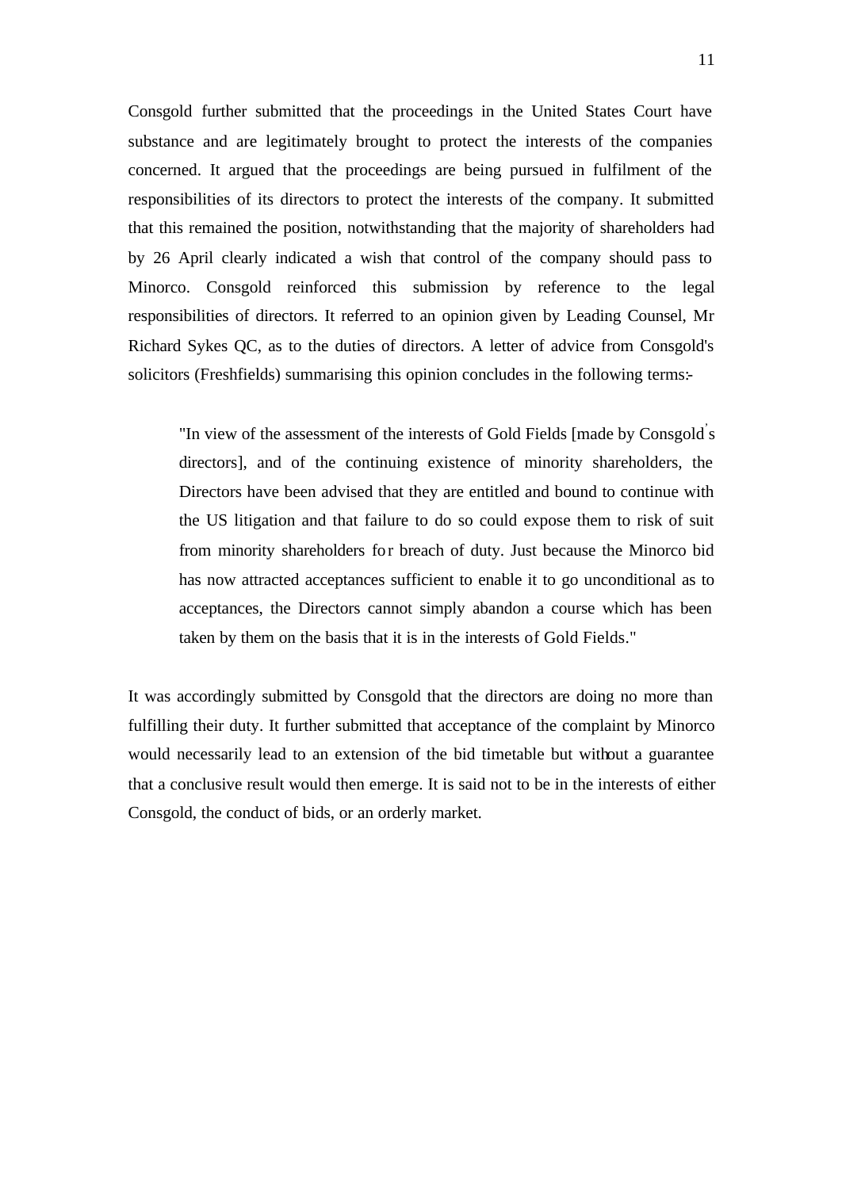Consgold further submitted that the proceedings in the United States Court have substance and are legitimately brought to protect the interests of the companies concerned. It argued that the proceedings are being pursued in fulfilment of the responsibilities of its directors to protect the interests of the company. It submitted that this remained the position, notwithstanding that the majority of shareholders had by 26 April clearly indicated a wish that control of the company should pass to Minorco. Consgold reinforced this submission by reference to the legal responsibilities of directors. It referred to an opinion given by Leading Counsel, Mr Richard Sykes QC, as to the duties of directors. A letter of advice from Consgold's solicitors (Freshfields) summarising this opinion concludes in the following terms:-

> "In view of the assessment of the interests of Gold Fields [made by Consgold's directors], and of the continuing existence of minority shareholders, the Directors have been advised that they are entitled and bound to continue with the US litigation and that failure to do so could expose them to risk of suit from minority shareholders for breach of duty. Just because the Minorco bid has now attracted acceptances sufficient to enable it to go unconditional as to acceptances, the Directors cannot simply abandon a course which has been taken by them on the basis that it is in the interests of Gold Fields."

It was accordingly submitted by Consgold that the directors are doing no more than fulfilling their duty. It further submitted that acceptance of the complaint by Minorco would necessarily lead to an extension of the bid timetable but without a guarantee that a conclusive result would then emerge. It is said not to be in the interests of either Consgold, the conduct of bids, or an orderly market.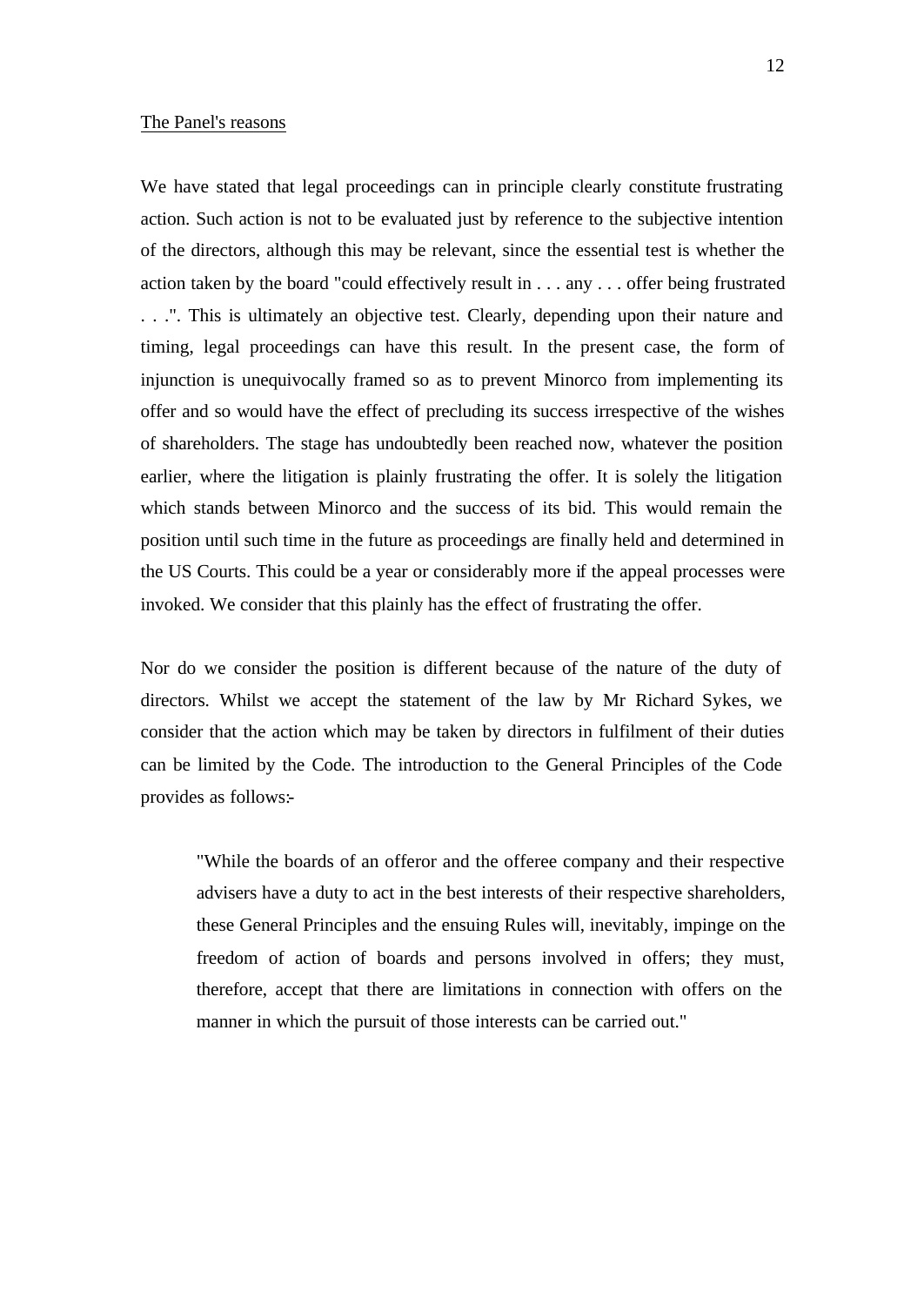The Panel's reasons

We have stated that legal proceedings can in principle clearly constitute frustrating action. Such action is not to be evaluated just by reference to the subjective intention of the directors, although this may be relevant, since the essential test is whether the action taken by the board "could effectively result in . . . any . . . offer being frustrated . . .". This is ultimately an objective test. Clearly, depending upon their nature and timing, legal proceedings can have this result. In the present case, the form of injunction is unequivocally framed so as to prevent Minorco from implementing its offer and so would have the effect of precluding its success irrespective of the wishes of shareholders. The stage has undoubtedly been reached now, whatever the position earlier, where the litigation is plainly frustrating the offer. It is solely the litigation which stands between Minorco and the success of its bid. This would remain the position until such time in the future as proceedings are finally held and determined in the US Courts. This could be a year or considerably more if the appeal processes were invoked. We consider that this plainly has the effect of frustrating the offer.

Nor do we consider the position is different because of the nature of the duty of directors. Whilst we accept the statement of the law by Mr Richard Sykes, we consider that the action which may be taken by directors in fulfilment of their duties can be limited by the Code. The introduction to the General Principles of the Code provides as follows:-

> "While the boards of an offeror and the offeree company and their respective advisers have a duty to act in the best interests of their respective shareholders, these General Principles and the ensuing Rules will, inevitably, impinge on the freedom of action of boards and persons involved in offers; they must, therefore, accept that there are limitations in connection with offers on the manner in which the pursuit of those interests can be carried out."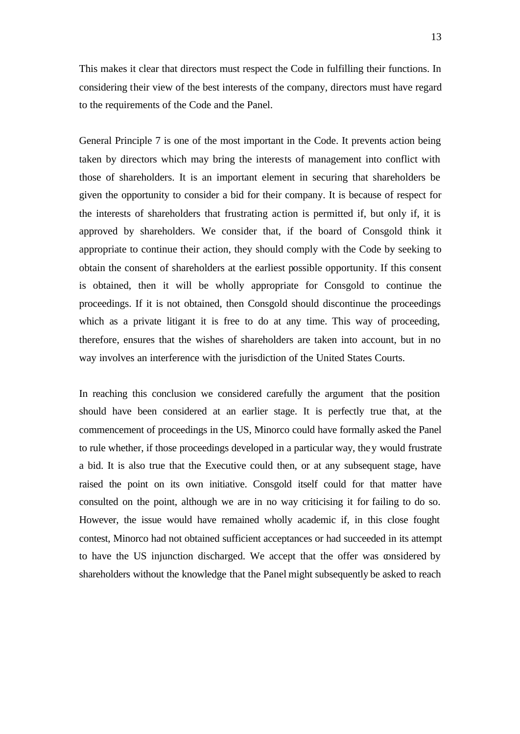This makes it clear that directors must respect the Code in fulfilling their functions. In considering their view of the best interests of the company, directors must have regard to the requirements of the Code and the Panel.

General Principle 7 is one of the most important in the Code. It prevents action being taken by directors which may bring the interests of management into conflict with those of shareholders. It is an important element in securing that shareholders be given the opportunity to consider a bid for their company. It is because of respect for the interests of shareholders that frustrating action is permitted if, but only if, it is approved by shareholders. We consider that, if the board of Consgold think it appropriate to continue their action, they should comply with the Code by seeking to obtain the consent of shareholders at the earliest possible opportunity. If this consent is obtained, then it will be wholly appropriate for Consgold to continue the proceedings. If it is not obtained, then Consgold should discontinue the proceedings which as a private litigant it is free to do at any time. This way of proceeding, therefore, ensures that the wishes of shareholders are taken into account, but in no way involves an interference with the jurisdiction of the United States Courts.

In reaching this conclusion we considered carefully the argument that the position should have been considered at an earlier stage. It is perfectly true that, at the commencement of proceedings in the US, Minorco could have formally asked the Panel to rule whether, if those proceedings developed in a particular way, they would frustrate a bid. It is also true that the Executive could then, or at any subsequent stage, have raised the point on its own initiative. Consgold itself could for that matter have consulted on the point, although we are in no way criticising it for failing to do so. However, the issue would have remained wholly academic if, in this close fought contest, Minorco had not obtained sufficient acceptances or had succeeded in its attempt to have the US injunction discharged. We accept that the offer was considered by shareholders without the knowledge that the Panel might subsequently be asked to reach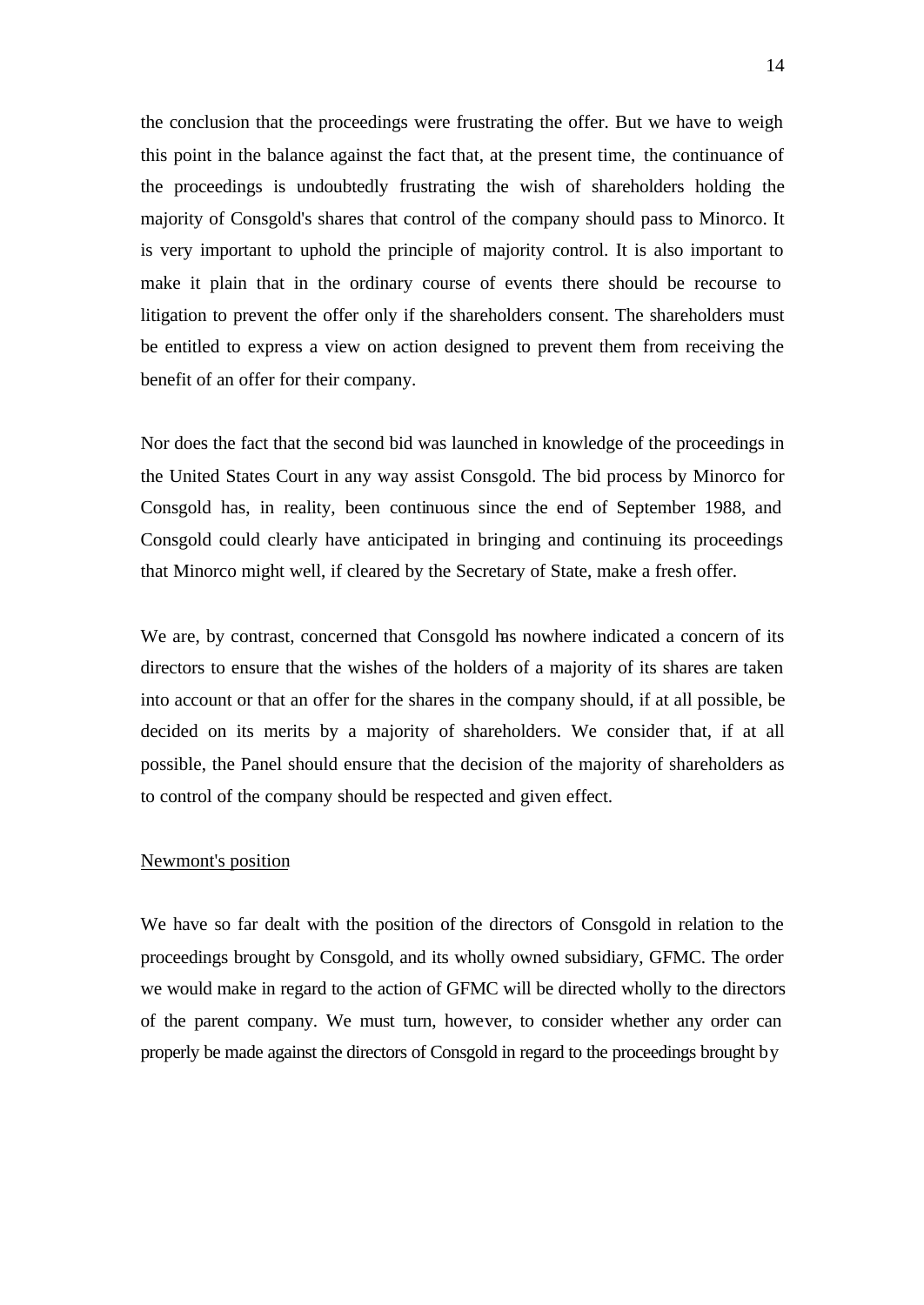the conclusion that the proceedings were frustrating the offer. But we have to weigh this point in the balance against the fact that, at the present time, the continuance of the proceedings is undoubtedly frustrating the wish of shareholders holding the majority of Consgold's shares that control of the company should pass to Minorco. It is very important to uphold the principle of majority control. It is also important to make it plain that in the ordinary course of events there should be recourse to litigation to prevent the offer only if the shareholders consent. The shareholders must be entitled to express a view on action designed to prevent them from receiving the benefit of an offer for their company.

Nor does the fact that the second bid was launched in knowledge of the proceedings in the United States Court in any way assist Consgold. The bid process by Minorco for Consgold has, in reality, been continuous since the end of September 1988, and Consgold could clearly have anticipated in bringing and continuing its proceedings that Minorco might well, if cleared by the Secretary of State, make a fresh offer.

We are, by contrast, concerned that Consgold has nowhere indicated a concern of its directors to ensure that the wishes of the holders of a majority of its shares are taken into account or that an offer for the shares in the company should, if at all possible, be decided on its merits by a majority of shareholders. We consider that, if at all possible, the Panel should ensure that the decision of the majority of shareholders as to control of the company should be respected and given effect.

Newmont's position

We have so far dealt with the position of the directors of Consgold in relation to the proceedings brought by Consgold, and its wholly owned subsidiary, GFMC. The order we would make in regard to the action of GFMC will be directed wholly to the directors of the parent company. We must turn, however, to consider whether any order can properly be made against the directors of Consgold in regard to the proceedings brought by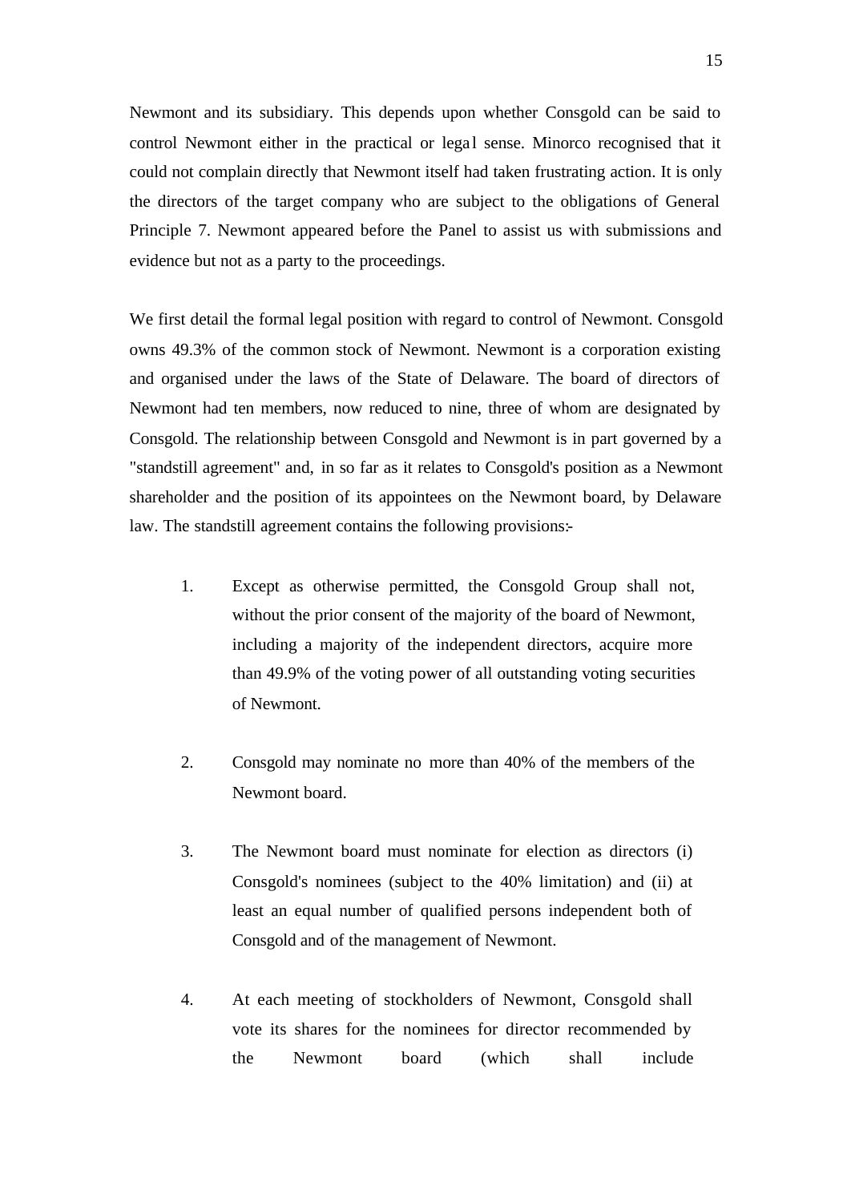Newmont and its subsidiary. This depends upon whether Consgold can be said to control Newmont either in the practical or legal sense. Minorco recognised that it could not complain directly that Newmont itself had taken frustrating action. It is only the directors of the target company who are subject to the obligations of General Principle 7. Newmont appeared before the Panel to assist us with submissions and evidence but not as a party to the proceedings.

We first detail the formal legal position with regard to control of Newmont. Consgold owns 49.3% of the common stock of Newmont. Newmont is a corporation existing and organised under the laws of the State of Delaware. The board of directors of Newmont had ten members, now reduced to nine, three of whom are designated by Consgold. The relationship between Consgold and Newmont is in part governed by a "standstill agreement" and, in so far as it relates to Consgold's position as a Newmont shareholder and the position of its appointees on the Newmont board, by Delaware law. The standstill agreement contains the following provisions:-

1. Except as otherwise permitted, the Consgold Group shall not, without the prior consent of the majority of the board of Newmont, including a majority of the independent directors, acquire more than 49.9% of the voting power of all outstanding voting securities of Newmont.

2. Consgold may nominate no more than 40% of the members of the Newmont board.

3. The Newmont board must nominate for election as directors (i) Consgold's nominees (subject to the 40% limitation) and (ii) at least an equal number of qualified persons independent both of Consgold and of the management of Newmont.

4. At each meeting of stockholders of Newmont, Consgold shall vote its shares for the nominees for director recommended by the Newmont board (which shall include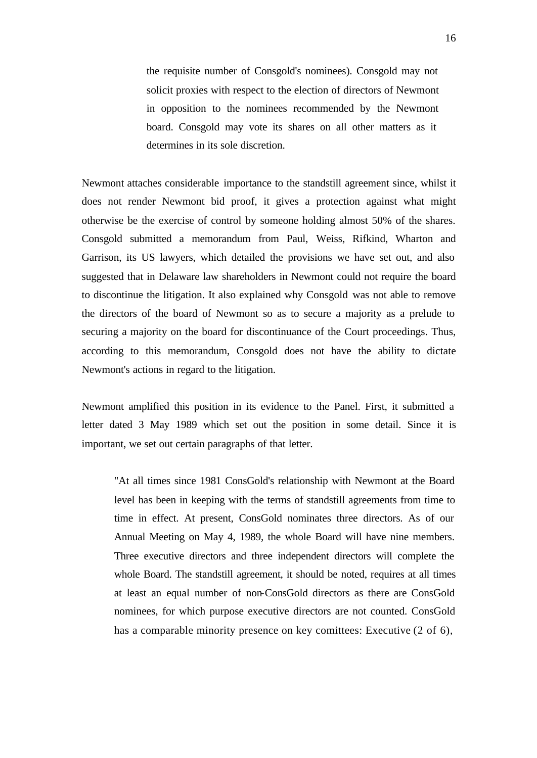> the requisite number of Consgold's nominees). Consgold may not solicit proxies with respect to the election of directors of Newmont in opposition to the nominees recommended by the Newmont board. Consgold may vote its shares on all other matters as it determines in its sole discretion.

Newmont attaches considerable importance to the standstill agreement since, whilst it does not render Newmont bid proof, it gives a protection against what might otherwise be the exercise of control by someone holding almost 50% of the shares. Consgold submitted a memorandum from Paul, Weiss, Rifkind, Wharton and Garrison, its US lawyers, which detailed the provisions we have set out, and also suggested that in Delaware law shareholders in Newmont could not require the board to discontinue the litigation. It also explained why Consgold was not able to remove the directors of the board of Newmont so as to secure a majority as a prelude to securing a majority on the board for discontinuance of the Court proceedings. Thus, according to this memorandum, Consgold does not have the ability to dictate Newmont's actions in regard to the litigation.

Newmont amplified this position in its evidence to the Panel. First, it submitted a letter dated 3 May 1989 which set out the position in some detail. Since it is important, we set out certain paragraphs of that letter.

> "At all times since 1981 ConsGold's relationship with Newmont at the Board level has been in keeping with the terms of standstill agreements from time to time in effect. At present, ConsGold nominates three directors. As of our Annual Meeting on May 4, 1989, the whole Board will have nine members. Three executive directors and three independent directors will complete the whole Board. The standstill agreement, it should be noted, requires at all times at least an equal number of non-ConsGold directors as there are ConsGold nominees, for which purpose executive directors are not counted. ConsGold has a comparable minority presence on key comittees: Executive (2 of 6),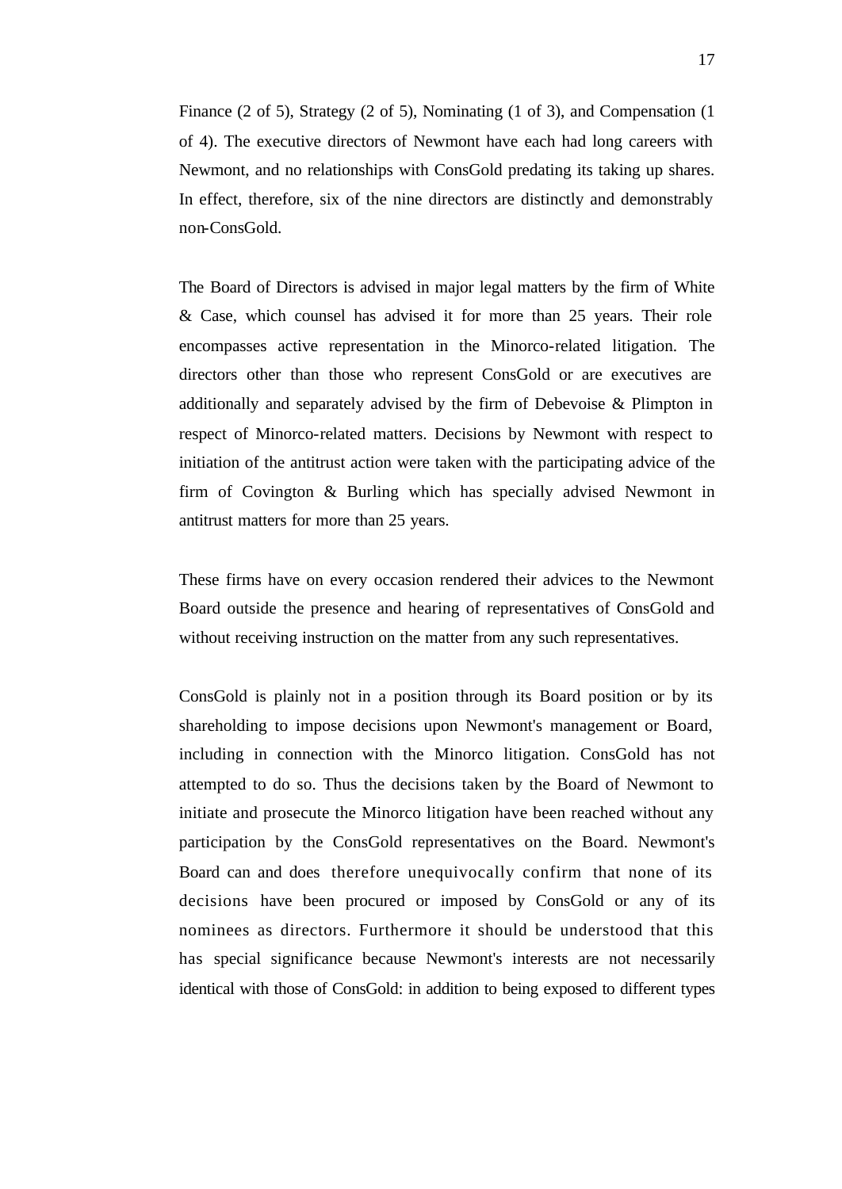Finance (2 of 5), Strategy (2 of 5), Nominating (1 of 3), and Compensation (1 of 4). The executive directors of Newmont have each had long careers with Newmont, and no relationships with ConsGold predating its taking up shares. In effect, therefore, six of the nine directors are distinctly and demonstrably non-ConsGold.

The Board of Directors is advised in major legal matters by the firm of White & Case, which counsel has advised it for more than 25 years. Their role encompasses active representation in the Minorco-related litigation. The directors other than those who represent ConsGold or are executives are additionally and separately advised by the firm of Debevoise & Plimpton in respect of Minorco-related matters. Decisions by Newmont with respect to initiation of the antitrust action were taken with the participating advice of the firm of Covington & Burling which has specially advised Newmont in antitrust matters for more than 25 years.

These firms have on every occasion rendered their advices to the Newmont Board outside the presence and hearing of representatives of ConsGold and without receiving instruction on the matter from any such representatives.

ConsGold is plainly not in a position through its Board position or by its shareholding to impose decisions upon Newmont's management or Board, including in connection with the Minorco litigation. ConsGold has not attempted to do so. Thus the decisions taken by the Board of Newmont to initiate and prosecute the Minorco litigation have been reached without any participation by the ConsGold representatives on the Board. Newmont's Board can and does therefore unequivocally confirm that none of its decisions have been procured or imposed by ConsGold or any of its nominees as directors. Furthermore it should be understood that this has special significance because Newmont's interests are not necessarily identical with those of ConsGold: in addition to being exposed to different types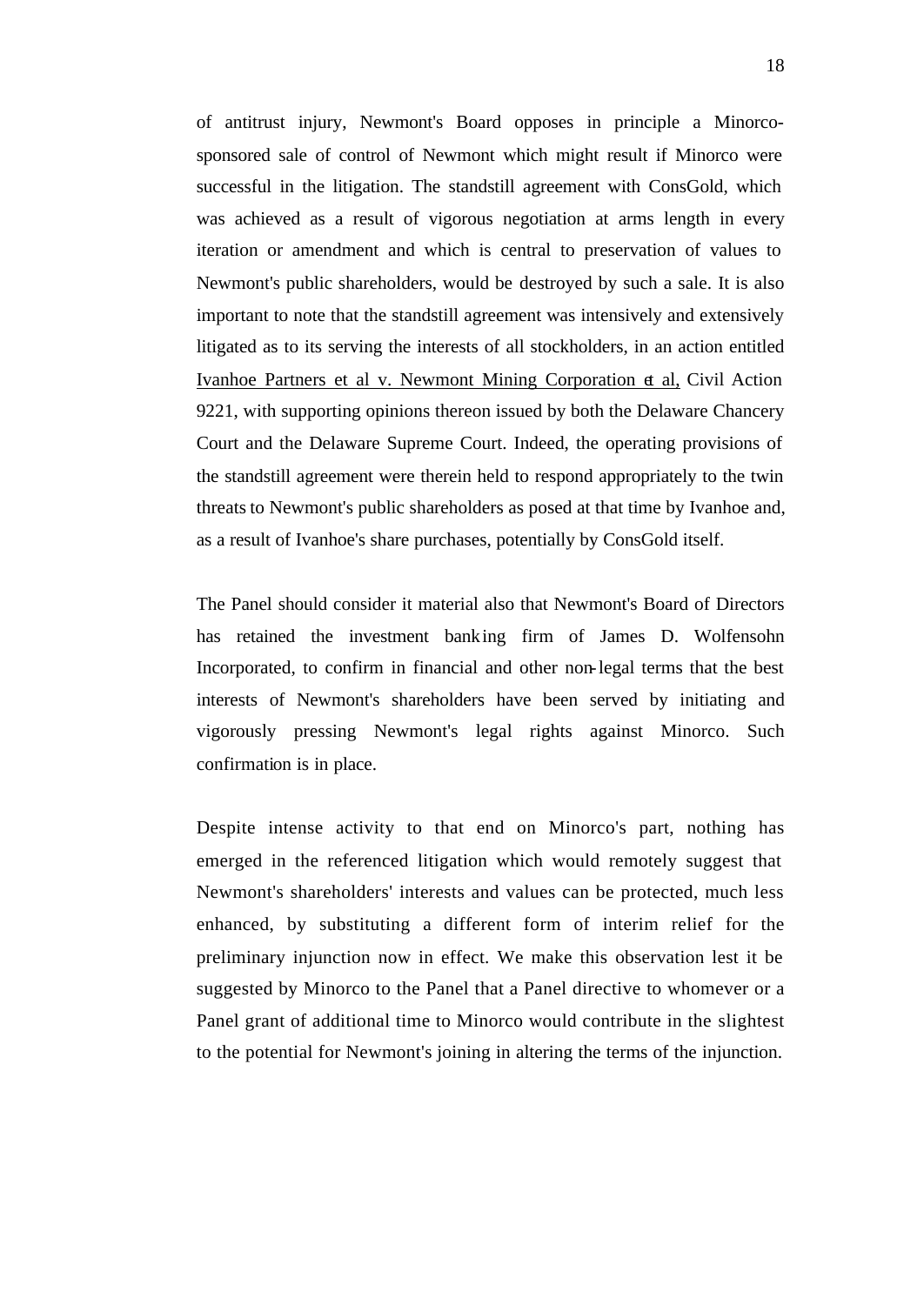of antitrust injury, Newmont's Board opposes in principle a Minorco-sponsored sale of control of Newmont which might result if Minorco were successful in the litigation. The standstill agreement with ConsGold, which was achieved as a result of vigorous negotiation at arms length in every iteration or amendment and which is central to preservation of values to Newmont's public shareholders, would be destroyed by such a sale. It is also important to note that the standstill agreement was intensively and extensively litigated as to its serving the interests of all stockholders, in an action entitled Ivanhoe Partners et al v. Newmont Mining Corporation et al, Civil Action 9221, with supporting opinions thereon issued by both the Delaware Chancery Court and the Delaware Supreme Court. Indeed, the operating provisions of the standstill agreement were therein held to respond appropriately to the twin threats to Newmont's public shareholders as posed at that time by Ivanhoe and, as a result of Ivanhoe's share purchases, potentially by ConsGold itself.

The Panel should consider it material also that Newmont's Board of Directors has retained the investment banking firm of James D. Wolfensohn Incorporated, to confirm in financial and other non-legal terms that the best interests of Newmont's shareholders have been served by initiating and vigorously pressing Newmont's legal rights against Minorco. Such confirmation is in place.

Despite intense activity to that end on Minorco's part, nothing has emerged in the referenced litigation which would remotely suggest that Newmont's shareholders' interests and values can be protected, much less enhanced, by substituting a different form of interim relief for the preliminary injunction now in effect. We make this observation lest it be suggested by Minorco to the Panel that a Panel directive to whomever or a Panel grant of additional time to Minorco would contribute in the slightest to the potential for Newmont's joining in altering the terms of the injunction.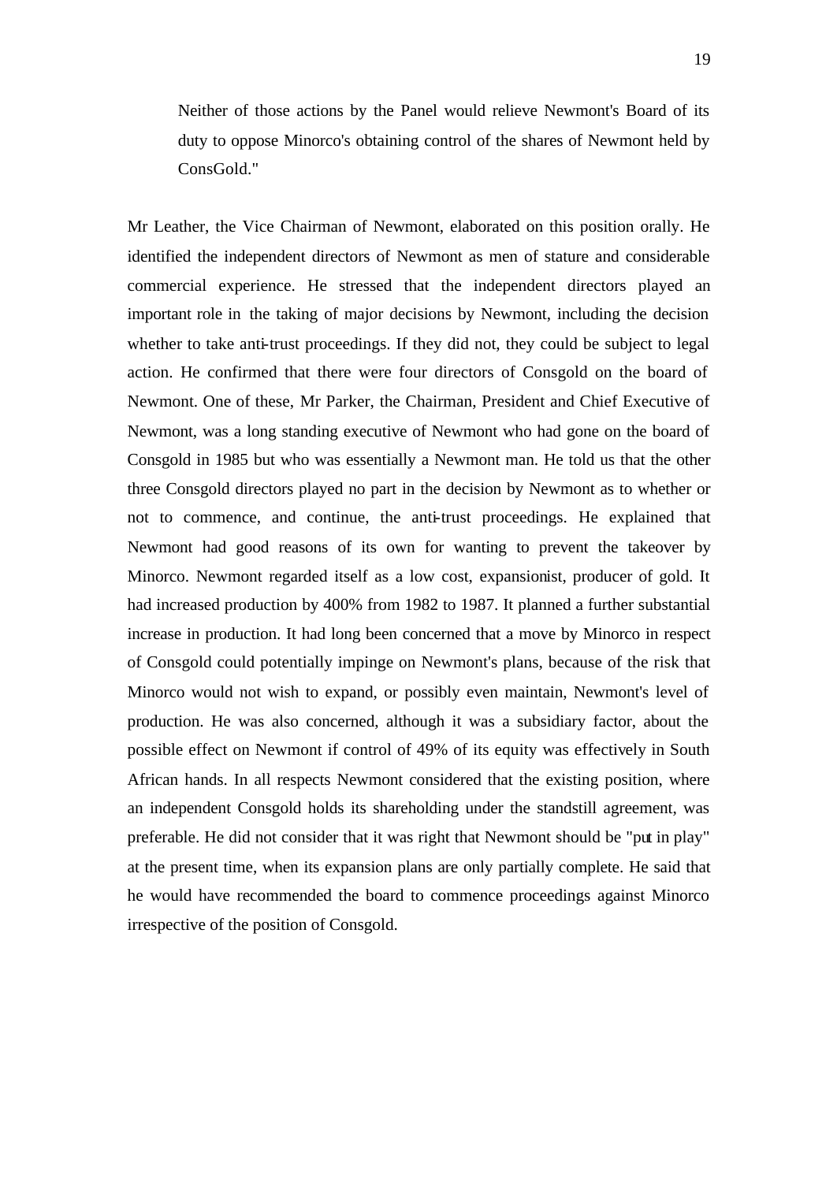> Neither of those actions by the Panel would relieve Newmont's Board of its duty to oppose Minorco's obtaining control of the shares of Newmont held by ConsGold."

Mr Leather, the Vice Chairman of Newmont, elaborated on this position orally. He identified the independent directors of Newmont as men of stature and considerable commercial experience. He stressed that the independent directors played an important role in the taking of major decisions by Newmont, including the decision whether to take anti-trust proceedings. If they did not, they could be subject to legal action. He confirmed that there were four directors of Consgold on the board of Newmont. One of these, Mr Parker, the Chairman, President and Chief Executive of Newmont, was a long standing executive of Newmont who had gone on the board of Consgold in 1985 but who was essentially a Newmont man. He told us that the other three Consgold directors played no part in the decision by Newmont as to whether or not to commence, and continue, the anti-trust proceedings. He explained that Newmont had good reasons of its own for wanting to prevent the takeover by Minorco. Newmont regarded itself as a low cost, expansionist, producer of gold. It had increased production by 400% from 1982 to 1987. It planned a further substantial increase in production. It had long been concerned that a move by Minorco in respect of Consgold could potentially impinge on Newmont's plans, because of the risk that Minorco would not wish to expand, or possibly even maintain, Newmont's level of production. He was also concerned, although it was a subsidiary factor, about the possible effect on Newmont if control of 49% of its equity was effectively in South African hands. In all respects Newmont considered that the existing position, where an independent Consgold holds its shareholding under the standstill agreement, was preferable. He did not consider that it was right that Newmont should be "put in play" at the present time, when its expansion plans are only partially complete. He said that he would have recommended the board to commence proceedings against Minorco irrespective of the position of Consgold.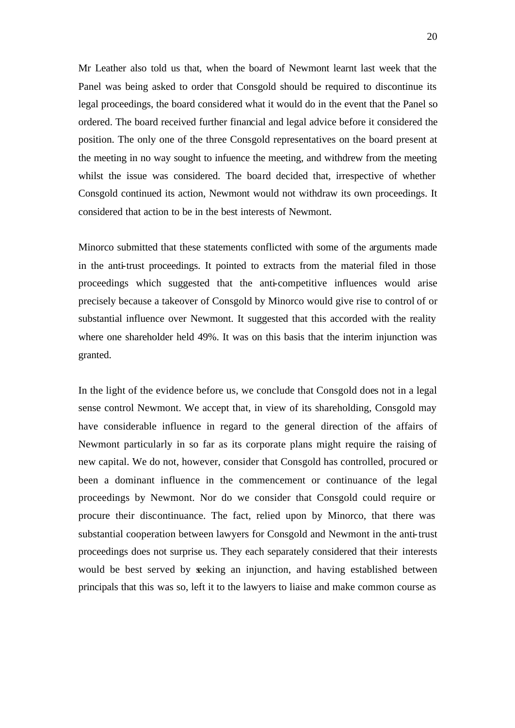Mr Leather also told us that, when the board of Newmont learnt last week that the Panel was being asked to order that Consgold should be required to discontinue its legal proceedings, the board considered what it would do in the event that the Panel so ordered. The board received further financial and legal advice before it considered the position. The only one of the three Consgold representatives on the board present at the meeting in no way sought to infuence the meeting, and withdrew from the meeting whilst the issue was considered. The board decided that, irrespective of whether Consgold continued its action, Newmont would not withdraw its own proceedings. It considered that action to be in the best interests of Newmont.

Minorco submitted that these statements conflicted with some of the arguments made in the anti-trust proceedings. It pointed to extracts from the material filed in those proceedings which suggested that the anti-competitive influences would arise precisely because a takeover of Consgold by Minorco would give rise to control of or substantial influence over Newmont. It suggested that this accorded with the reality where one shareholder held 49%. It was on this basis that the interim injunction was granted.

In the light of the evidence before us, we conclude that Consgold does not in a legal sense control Newmont. We accept that, in view of its shareholding, Consgold may have considerable influence in regard to the general direction of the affairs of Newmont particularly in so far as its corporate plans might require the raising of new capital. We do not, however, consider that Consgold has controlled, procured or been a dominant influence in the commencement or continuance of the legal proceedings by Newmont. Nor do we consider that Consgold could require or procure their discontinuance. The fact, relied upon by Minorco, that there was substantial cooperation between lawyers for Consgold and Newmont in the anti-trust proceedings does not surprise us. They each separately considered that their interests would be best served by seeking an injunction, and having established between principals that this was so, left it to the lawyers to liaise and make common course as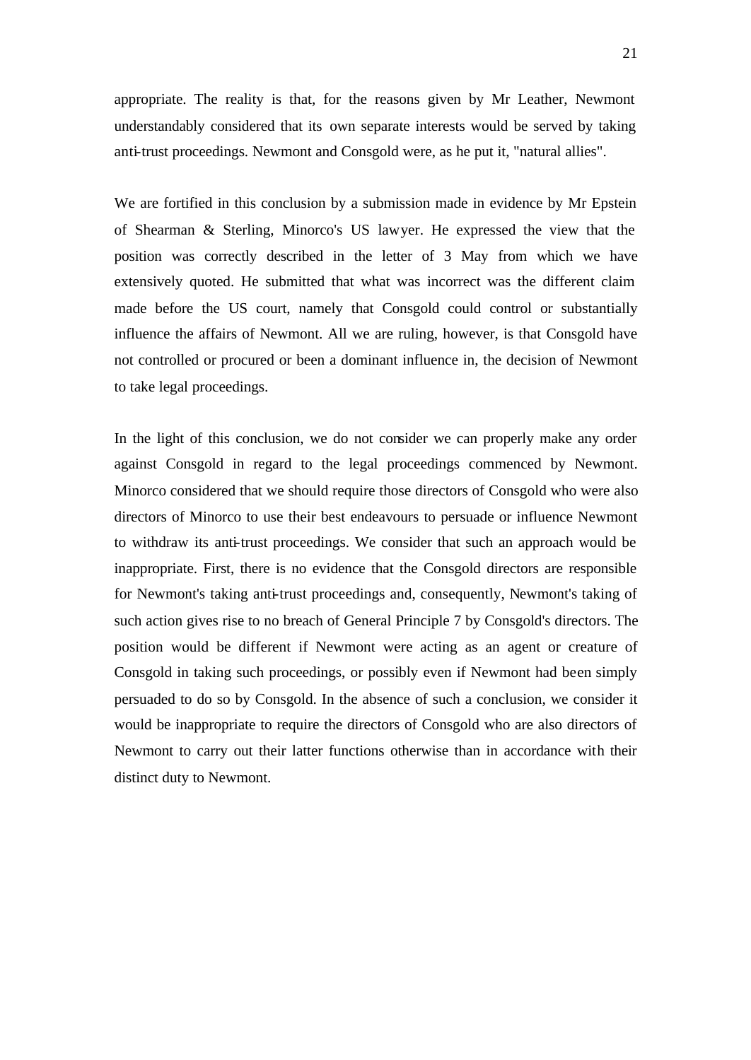appropriate. The reality is that, for the reasons given by Mr Leather, Newmont understandably considered that its own separate interests would be served by taking anti-trust proceedings. Newmont and Consgold were, as he put it, "natural allies".

We are fortified in this conclusion by a submission made in evidence by Mr Epstein of Shearman & Sterling, Minorco's US lawyer. He expressed the view that the position was correctly described in the letter of 3 May from which we have extensively quoted. He submitted that what was incorrect was the different claim made before the US court, namely that Consgold could control or substantially influence the affairs of Newmont. All we are ruling, however, is that Consgold have not controlled or procured or been a dominant influence in, the decision of Newmont to take legal proceedings.

In the light of this conclusion, we do not consider we can properly make any order against Consgold in regard to the legal proceedings commenced by Newmont. Minorco considered that we should require those directors of Consgold who were also directors of Minorco to use their best endeavours to persuade or influence Newmont to withdraw its anti-trust proceedings. We consider that such an approach would be inappropriate. First, there is no evidence that the Consgold directors are responsible for Newmont's taking anti-trust proceedings and, consequently, Newmont's taking of such action gives rise to no breach of General Principle 7 by Consgold's directors. The position would be different if Newmont were acting as an agent or creature of Consgold in taking such proceedings, or possibly even if Newmont had been simply persuaded to do so by Consgold. In the absence of such a conclusion, we consider it would be inappropriate to require the directors of Consgold who are also directors of Newmont to carry out their latter functions otherwise than in accordance with their distinct duty to Newmont.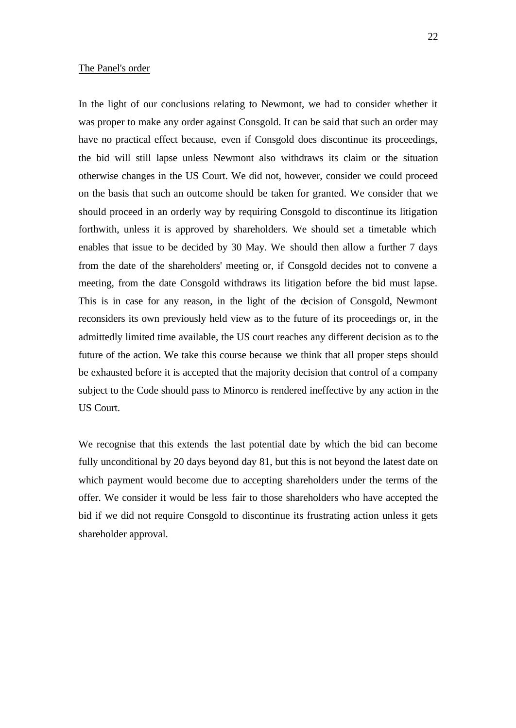The Panel's order

In the light of our conclusions relating to Newmont, we had to consider whether it was proper to make any order against Consgold. It can be said that such an order may have no practical effect because, even if Consgold does discontinue its proceedings, the bid will still lapse unless Newmont also withdraws its claim or the situation otherwise changes in the US Court. We did not, however, consider we could proceed on the basis that such an outcome should be taken for granted. We consider that we should proceed in an orderly way by requiring Consgold to discontinue its litigation forthwith, unless it is approved by shareholders. We should set a timetable which enables that issue to be decided by 30 May. We should then allow a further 7 days from the date of the shareholders' meeting or, if Consgold decides not to convene a meeting, from the date Consgold withdraws its litigation before the bid must lapse. This is in case for any reason, in the light of the decision of Consgold, Newmont reconsiders its own previously held view as to the future of its proceedings or, in the admittedly limited time available, the US court reaches any different decision as to the future of the action. We take this course because we think that all proper steps should be exhausted before it is accepted that the majority decision that control of a company subject to the Code should pass to Minorco is rendered ineffective by any action in the US Court.

We recognise that this extends the last potential date by which the bid can become fully unconditional by 20 days beyond day 81, but this is not beyond the latest date on which payment would become due to accepting shareholders under the terms of the offer. We consider it would be less fair to those shareholders who have accepted the bid if we did not require Consgold to discontinue its frustrating action unless it gets shareholder approval.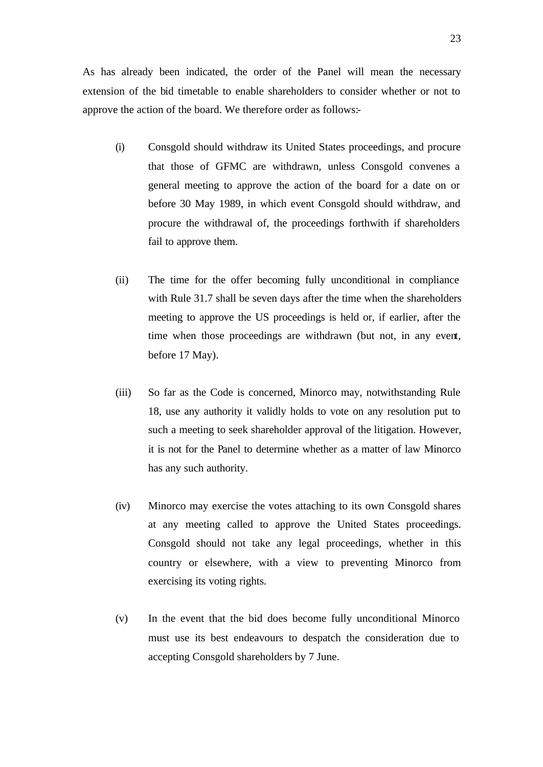As has already been indicated, the order of the Panel will mean the necessary extension of the bid timetable to enable shareholders to consider whether or not to approve the action of the board. We therefore order as follows:-

(i) Consgold should withdraw its United States proceedings, and procure that those of GFMC are withdrawn, unless Consgold convenes a general meeting to approve the action of the board for a date on or before 30 May 1989, in which event Consgold should withdraw, and procure the withdrawal of, the proceedings forthwith if shareholders fail to approve them.

(ii) The time for the offer becoming fully unconditional in compliance with Rule 31.7 shall be seven days after the time when the shareholders meeting to approve the US proceedings is held or, if earlier, after the time when those proceedings are withdrawn (but not, in any event, before 17 May).

(iii) So far as the Code is concerned, Minorco may, notwithstanding Rule 18, use any authority it validly holds to vote on any resolution put to such a meeting to seek shareholder approval of the litigation. However, it is not for the Panel to determine whether as a matter of law Minorco has any such authority.

(iv) Minorco may exercise the votes attaching to its own Consgold shares at any meeting called to approve the United States proceedings. Consgold should not take any legal proceedings, whether in this country or elsewhere, with a view to preventing Minorco from exercising its voting rights.

(v) In the event that the bid does become fully unconditional Minorco must use its best endeavours to despatch the consideration due to accepting Consgold shareholders by 7 June.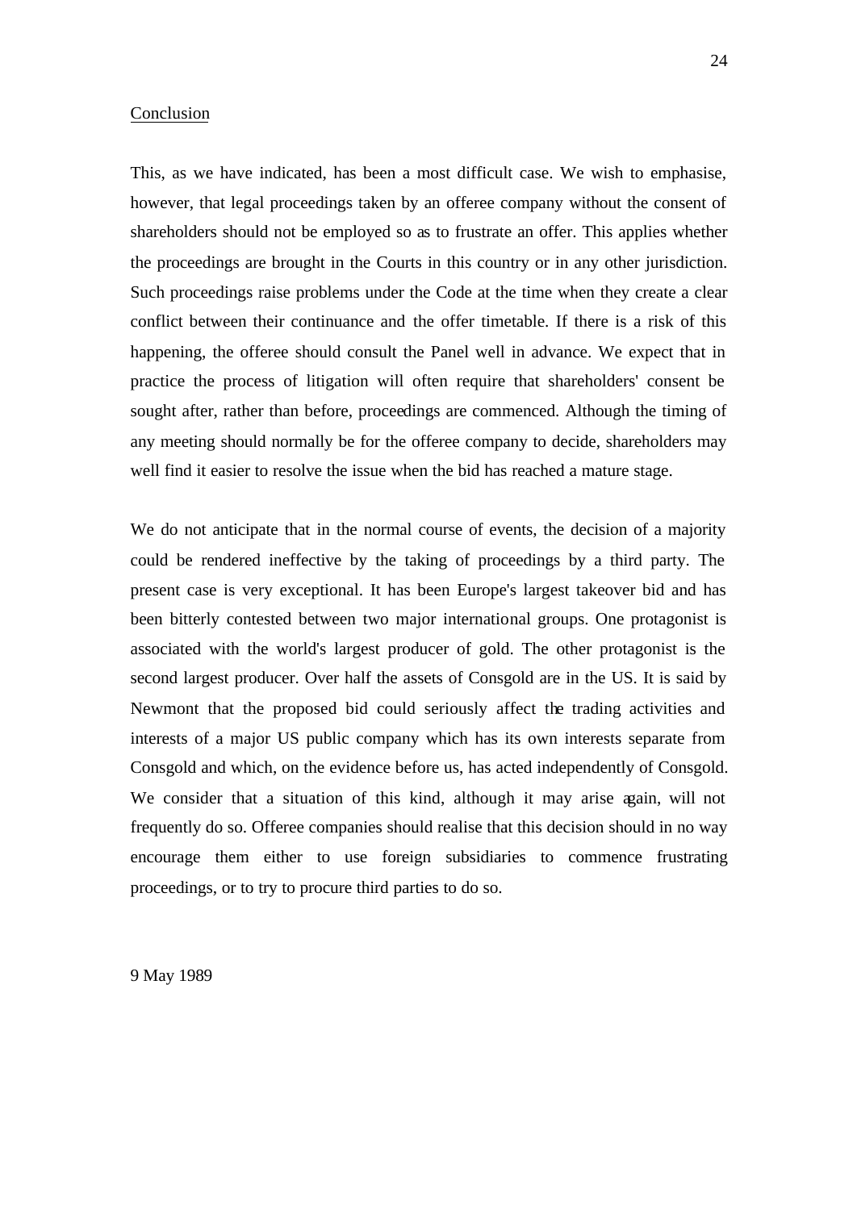## Conclusion

This, as we have indicated, has been a most difficult case. We wish to emphasise, however, that legal proceedings taken by an offeree company without the consent of shareholders should not be employed so as to frustrate an offer. This applies whether the proceedings are brought in the Courts in this country or in any other jurisdiction. Such proceedings raise problems under the Code at the time when they create a clear conflict between their continuance and the offer timetable. If there is a risk of this happening, the offeree should consult the Panel well in advance. We expect that in practice the process of litigation will often require that shareholders' consent be sought after, rather than before, proceedings are commenced. Although the timing of any meeting should normally be for the offeree company to decide, shareholders may well find it easier to resolve the issue when the bid has reached a mature stage.

We do not anticipate that in the normal course of events, the decision of a majority could be rendered ineffective by the taking of proceedings by a third party. The present case is very exceptional. It has been Europe's largest takeover bid and has been bitterly contested between two major international groups. One protagonist is associated with the world's largest producer of gold. The other protagonist is the second largest producer. Over half the assets of Consgold are in the US. It is said by Newmont that the proposed bid could seriously affect the trading activities and interests of a major US public company which has its own interests separate from Consgold and which, on the evidence before us, has acted independently of Consgold. We consider that a situation of this kind, although it may arise again, will not frequently do so. Offeree companies should realise that this decision should in no way encourage them either to use foreign subsidiaries to commence frustrating proceedings, or to try to procure third parties to do so.

9 May 1989